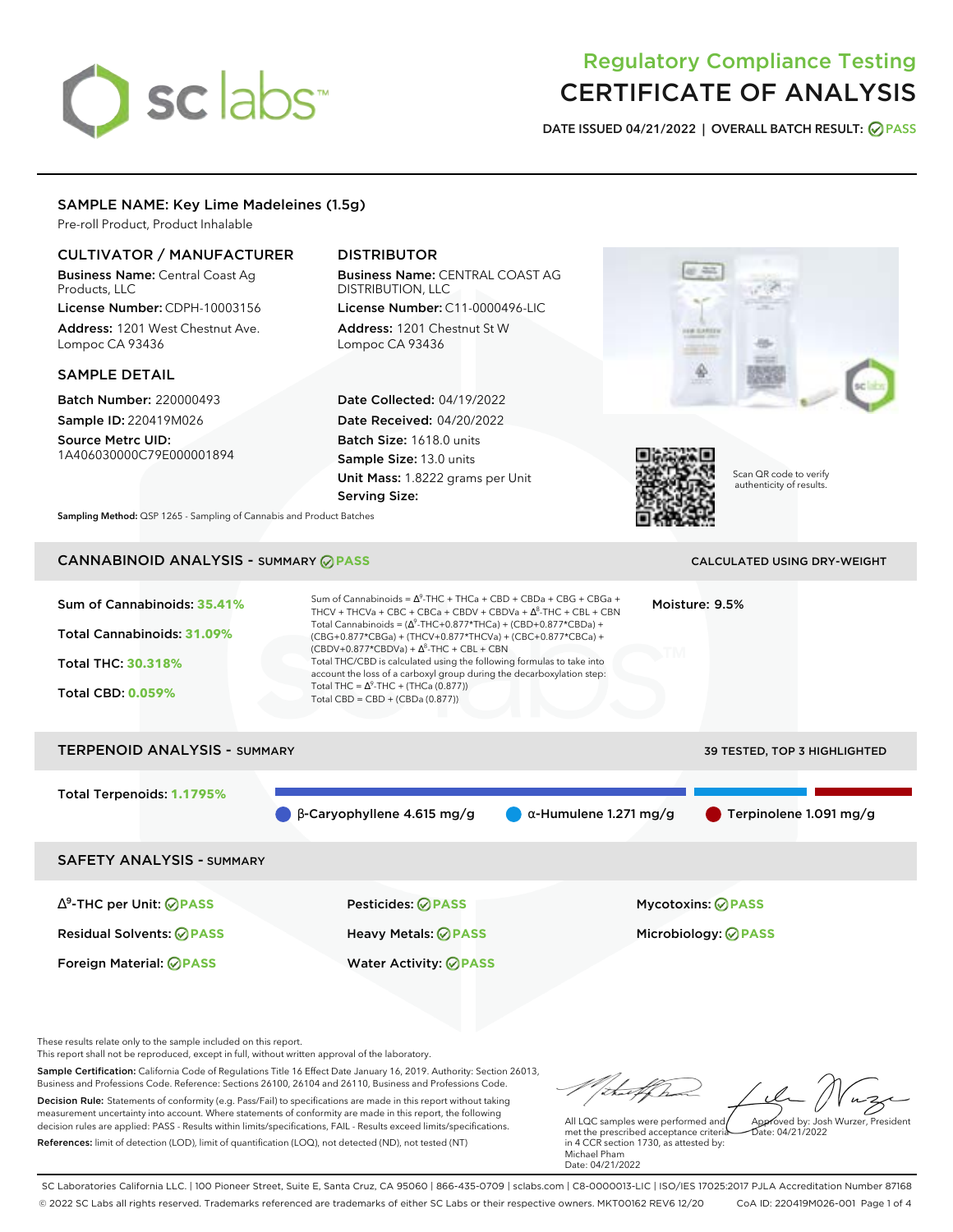# Regulatory Compliance Testing
# CERTIFICATE OF ANALYSIS

**DATE ISSUED** 04/21/2022 | **OVERALL BATCH RESULT:** PASS

## SAMPLE NAME: Key Lime Madeleines (1.5g)

Pre-roll Product, Product Inhalable

### CULTIVATOR / MANUFACTURER

**Business Name:** Central Coast Ag Products, LLC

**License Number:** CDPH-10003156

**Address:** 1201 West Chestnut Ave. Lompoc CA 93436

### DISTRIBUTOR

**Business Name:** CENTRAL COAST AG DISTRIBUTION, LLC

**License Number:** C11-0000496-LIC

**Address:** 1201 Chestnut St W Lompoc CA 93436

### SAMPLE DETAIL

**Batch Number:** 220000493

**Sample ID:** 220419M026

**Source Metrc UID:** 1A406030000C79E000001894

**Date Collected:** 04/19/2022

**Date Received:** 04/20/2022

**Batch Size:** 1618.0 units

**Sample Size:** 13.0 units

**Unit Mass:** 1.8222 grams per Unit

**Serving Size:**

Scan QR code to verify authenticity of results.

**Sampling Method:** QSP 1265 - Sampling of Cannabis and Product Batches

## CANNABINOID ANALYSIS - SUMMARY PASS

CALCULATED USING DRY-WEIGHT

**Sum of Cannabinoids:** 35.41%

**Total Cannabinoids:** 31.09%

**Total THC:** 30.318%

**Total CBD:** 0.059%

Sum of Cannabinoids = $\Delta^9$-THC + THCa + CBD + CBDa + CBG + CBGa + THCV + THCVa + CBC + CBCa + CBDV + CBDVa + $\Delta^8$-THC + CBL + CBN

Total Cannabinoids = ($\Delta^9$-THC+0.877*THCa) + (CBD+0.877*CBDa) + (CBG+0.877*CBGa) + (THCV+0.877*THCVa) + (CBC+0.877*CBCa) + (CBDV+0.877*CBDVa) + $\Delta^8$-THC + CBL + CBN

Total THC/CBD is calculated using the following formulas to take into account the loss of a carboxyl group during the decarboxylation step:

Total THC = $\Delta^9$-THC + (THCa (0.877))

Total CBD = CBD + (CBDa (0.877))

**Moisture:** 9.5%

## TERPENOID ANALYSIS - SUMMARY

39 TESTED, TOP 3 HIGHLIGHTED

**Total Terpenoids:** 1.1795%

β-Caryophyllene 4.615 mg/g | α-Humulene 1.271 mg/g | Terpinolene 1.091 mg/g

## SAFETY ANALYSIS - SUMMARY

| | | |
|---|---|---|
| $\Delta^9$-THC per Unit: PASS | Pesticides: PASS | Mycotoxins: PASS |
| Residual Solvents: PASS | Heavy Metals: PASS | Microbiology: PASS |
| Foreign Material: PASS | Water Activity: PASS | |

These results relate only to the sample included on this report.
This report shall not be reproduced, except in full, without written approval of the laboratory.

**Sample Certification:** California Code of Regulations Title 16 Effect Date January 16, 2019. Authority: Section 26013, Business and Professions Code. Reference: Sections 26100, 26104 and 26110, Business and Professions Code.

**Decision Rule:** Statements of conformity (e.g. Pass/Fail) to specifications are made in this report without taking measurement uncertainty into account. Where statements of conformity are made in this report, the following decision rules are applied: PASS - Results within limits/specifications, FAIL - Results exceed limits/specifications.

**References:** limit of detection (LOD), limit of quantification (LOQ), not detected (ND), not tested (NT)

All LQC samples were performed and met the prescribed acceptance criteria in 4 CCR section 1730, as attested by: Michael Pham
Date: 04/21/2022

Approved by: Josh Wurzer, President
Date: 04/21/2022

SC Laboratories California LLC. | 100 Pioneer Street, Suite E, Santa Cruz, CA 95060 | 866-435-0709 | sclabs.com | C8-0000013-LIC | ISO/IES 17025:2017 PJLA Accreditation Number 87168
© 2022 SC Labs all rights reserved. Trademarks referenced are trademarks of either SC Labs or their respective owners. MKT00162 REV6 12/20 CoA ID: 220419M026-001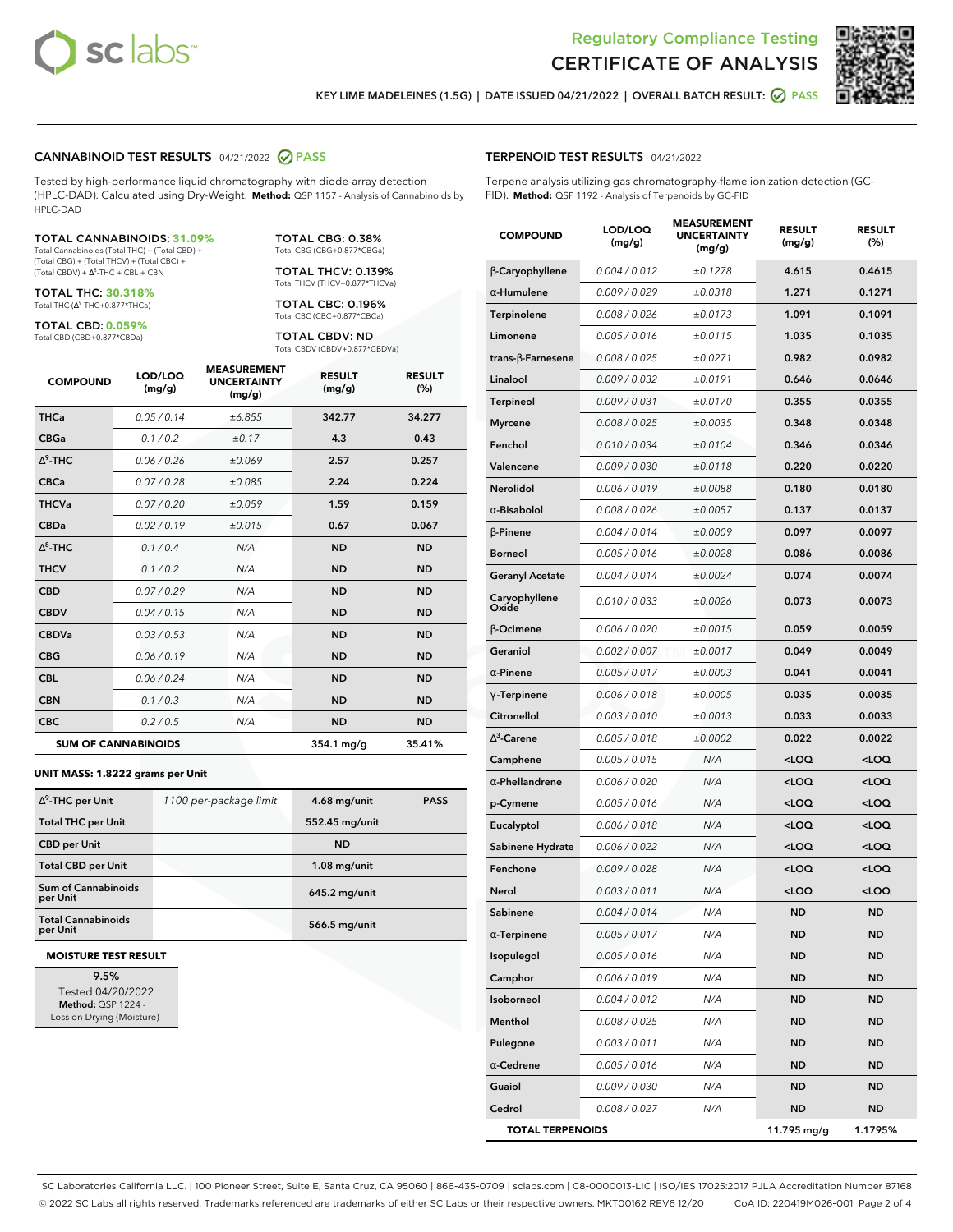# Regulatory Compliance Testing
# CERTIFICATE OF ANALYSIS

KEY LIME MADELEINES (1.5G) | DATE ISSUED 04/21/2022 | OVERALL BATCH RESULT: PASS

## CANNABINOID TEST RESULTS - 04/21/2022 PASS

Tested by high-performance liquid chromatography with diode-array detection (HPLC-DAD). Calculated using Dry-Weight. **Method:** QSP 1157 - Analysis of Cannabinoids by HPLC-DAD

**TOTAL CANNABINOIDS: 31.09%**
Total Cannabinoids (Total THC) + (Total CBD) + (Total CBG) + (Total THCV) + (Total CBC) + (Total CBDV) + $\Delta^8$-THC + CBL + CBN

**TOTAL THC: 30.318%**
Total THC ($\Delta^9$-THC+0.877*THCa)

**TOTAL CBD: 0.059%**
Total CBD (CBD+0.877*CBDa)

**TOTAL CBG: 0.38%**
Total CBG (CBG+0.877*CBGa)

**TOTAL THCV: 0.139%**
Total THCV (THCV+0.877*THCVa)

**TOTAL CBC: 0.196%**
Total CBC (CBC+0.877*CBCa)

**TOTAL CBDV: ND**
Total CBDV (CBDV+0.877*CBDVa)

| COMPOUND | LOD/LOQ (mg/g) | MEASUREMENT UNCERTAINTY (mg/g) | RESULT (mg/g) | RESULT (%) |
|---|---|---|---|---|
| THCa | 0.05 / 0.14 | ±6.855 | 342.77 | 34.277 |
| CBGa | 0.1 / 0.2 | ±0.17 | 4.3 | 0.43 |
| $\Delta^9$-THC | 0.06 / 0.26 | ±0.069 | 2.57 | 0.257 |
| CBCa | 0.07 / 0.28 | ±0.085 | 2.24 | 0.224 |
| THCVa | 0.07 / 0.20 | ±0.059 | 1.59 | 0.159 |
| CBDa | 0.02 / 0.19 | ±0.015 | 0.67 | 0.067 |
| $\Delta^8$-THC | 0.1 / 0.4 | N/A | ND | ND |
| THCV | 0.1 / 0.2 | N/A | ND | ND |
| CBD | 0.07 / 0.29 | N/A | ND | ND |
| CBDV | 0.04 / 0.15 | N/A | ND | ND |
| CBDVa | 0.03 / 0.53 | N/A | ND | ND |
| CBG | 0.06 / 0.19 | N/A | ND | ND |
| CBL | 0.06 / 0.24 | N/A | ND | ND |
| CBN | 0.1 / 0.3 | N/A | ND | ND |
| CBC | 0.2 / 0.5 | N/A | ND | ND |
| **SUM OF CANNABINOIDS** | | | 354.1 mg/g | 35.41% |

**UNIT MASS: 1.8222 grams per Unit**

| | | | |
|---|---|---|---|
| $\Delta^9$-THC per Unit | 1100 per-package limit | 4.68 mg/unit | PASS |
| Total THC per Unit | | 552.45 mg/unit | |
| CBD per Unit | | ND | |
| Total CBD per Unit | | 1.08 mg/unit | |
| Sum of Cannabinoids per Unit | | 645.2 mg/unit | |
| Total Cannabinoids per Unit | | 566.5 mg/unit | |

**MOISTURE TEST RESULT**

9.5%
Tested 04/20/2022
**Method:** QSP 1224 - Loss on Drying (Moisture)

## TERPENOID TEST RESULTS - 04/21/2022

Terpene analysis utilizing gas chromatography-flame ionization detection (GC-FID). **Method:** QSP 1192 - Analysis of Terpenoids by GC-FID

| COMPOUND | LOD/LOQ (mg/g) | MEASUREMENT UNCERTAINTY (mg/g) | RESULT (mg/g) | RESULT (%) |
|---|---|---|---|---|
| β-Caryophyllene | 0.004 / 0.012 | ±0.1278 | 4.615 | 0.4615 |
| α-Humulene | 0.009 / 0.029 | ±0.0318 | 1.271 | 0.1271 |
| Terpinolene | 0.008 / 0.026 | ±0.0173 | 1.091 | 0.1091 |
| Limonene | 0.005 / 0.016 | ±0.0115 | 1.035 | 0.1035 |
| trans-β-Farnesene | 0.008 / 0.025 | ±0.0271 | 0.982 | 0.0982 |
| Linalool | 0.009 / 0.032 | ±0.0191 | 0.646 | 0.0646 |
| Terpineol | 0.009 / 0.031 | ±0.0170 | 0.355 | 0.0355 |
| Myrcene | 0.008 / 0.025 | ±0.0035 | 0.348 | 0.0348 |
| Fenchol | 0.010 / 0.034 | ±0.0104 | 0.346 | 0.0346 |
| Valencene | 0.009 / 0.030 | ±0.0118 | 0.220 | 0.0220 |
| Nerolidol | 0.006 / 0.019 | ±0.0088 | 0.180 | 0.0180 |
| α-Bisabolol | 0.008 / 0.026 | ±0.0057 | 0.137 | 0.0137 |
| β-Pinene | 0.004 / 0.014 | ±0.0009 | 0.097 | 0.0097 |
| Borneol | 0.005 / 0.016 | ±0.0028 | 0.086 | 0.0086 |
| Geranyl Acetate | 0.004 / 0.014 | ±0.0024 | 0.074 | 0.0074 |
| Caryophyllene Oxide | 0.010 / 0.033 | ±0.0026 | 0.073 | 0.0073 |
| β-Ocimene | 0.006 / 0.020 | ±0.0015 | 0.059 | 0.0059 |
| Geraniol | 0.002 / 0.007 | ±0.0017 | 0.049 | 0.0049 |
| α-Pinene | 0.005 / 0.017 | ±0.0003 | 0.041 | 0.0041 |
| γ-Terpinene | 0.006 / 0.018 | ±0.0005 | 0.035 | 0.0035 |
| Citronellol | 0.003 / 0.010 | ±0.0013 | 0.033 | 0.0033 |
| $\Delta^3$-Carene | 0.005 / 0.018 | ±0.0002 | 0.022 | 0.0022 |
| Camphene | 0.005 / 0.015 | N/A | <LOQ | <LOQ |
| α-Phellandrene | 0.006 / 0.020 | N/A | <LOQ | <LOQ |
| p-Cymene | 0.005 / 0.016 | N/A | <LOQ | <LOQ |
| Eucalyptol | 0.006 / 0.018 | N/A | <LOQ | <LOQ |
| Sabinene Hydrate | 0.006 / 0.022 | N/A | <LOQ | <LOQ |
| Fenchone | 0.009 / 0.028 | N/A | <LOQ | <LOQ |
| Nerol | 0.003 / 0.011 | N/A | <LOQ | <LOQ |
| Sabinene | 0.004 / 0.014 | N/A | ND | ND |
| α-Terpinene | 0.005 / 0.017 | N/A | ND | ND |
| Isopulegol | 0.005 / 0.016 | N/A | ND | ND |
| Camphor | 0.006 / 0.019 | N/A | ND | ND |
| Isoborneol | 0.004 / 0.012 | N/A | ND | ND |
| Menthol | 0.008 / 0.025 | N/A | ND | ND |
| Pulegone | 0.003 / 0.011 | N/A | ND | ND |
| α-Cedrene | 0.005 / 0.016 | N/A | ND | ND |
| Guaiol | 0.009 / 0.030 | N/A | ND | ND |
| Cedrol | 0.008 / 0.027 | N/A | ND | ND |
| **TOTAL TERPENOIDS** | | | 11.795 mg/g | 1.1795% |

SC Laboratories California LLC. | 100 Pioneer Street, Suite E, Santa Cruz, CA 95060 | 866-435-0709 | sclabs.com | C8-0000013-LIC | ISO/IES 17025:2017 PJLA Accreditation Number 87168
© 2022 SC Labs all rights reserved. Trademarks referenced are trademarks of either SC Labs or their respective owners. MKT00162 REV6 12/20 CoA ID: 220419M026-001